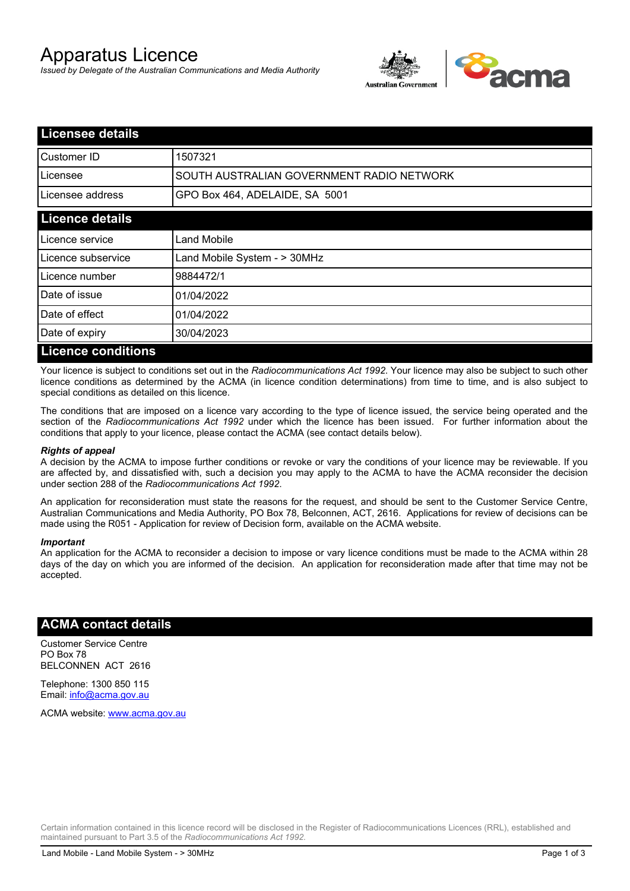# Apparatus Licence

*Issued by Delegate of the Australian Communications and Media Authority*

## Licensee details

| | |
|---|---|
| Customer ID | 1507321 |
| Licensee | SOUTH AUSTRALIAN GOVERNMENT RADIO NETWORK |
| Licensee address | GPO Box 464, ADELAIDE, SA 5001 |

## Licence details

| | |
|---|---|
| Licence service | Land Mobile |
| Licence subservice | Land Mobile System - > 30MHz |
| Licence number | 9884472/1 |
| Date of issue | 01/04/2022 |
| Date of effect | 01/04/2022 |
| Date of expiry | 30/04/2023 |

## Licence conditions

Your licence is subject to conditions set out in the *Radiocommunications Act 1992*. Your licence may also be subject to such other licence conditions as determined by the ACMA (in licence condition determinations) from time to time, and is also subject to special conditions as detailed on this licence.

The conditions that are imposed on a licence vary according to the type of licence issued, the service being operated and the section of the *Radiocommunications Act 1992* under which the licence has been issued. For further information about the conditions that apply to your licence, please contact the ACMA (see contact details below).

#### *Rights of appeal*

A decision by the ACMA to impose further conditions or revoke or vary the conditions of your licence may be reviewable. If you are affected by, and dissatisfied with, such a decision you may apply to the ACMA to have the ACMA reconsider the decision under section 288 of the *Radiocommunications Act 1992*.

An application for reconsideration must state the reasons for the request, and should be sent to the Customer Service Centre, Australian Communications and Media Authority, PO Box 78, Belconnen, ACT, 2616. Applications for review of decisions can be made using the R051 - Application for review of Decision form, available on the ACMA website.

#### *Important*

An application for the ACMA to reconsider a decision to impose or vary licence conditions must be made to the ACMA within 28 days of the day on which you are informed of the decision. An application for reconsideration made after that time may not be accepted.

## ACMA contact details

Customer Service Centre
PO Box 78
BELCONNEN ACT 2616

Telephone: 1300 850 115
Email: info@acma.gov.au

ACMA website: www.acma.gov.au

Certain information contained in this licence record will be disclosed in the Register of Radiocommunications Licences (RRL), established and maintained pursuant to Part 3.5 of the *Radiocommunications Act 1992.*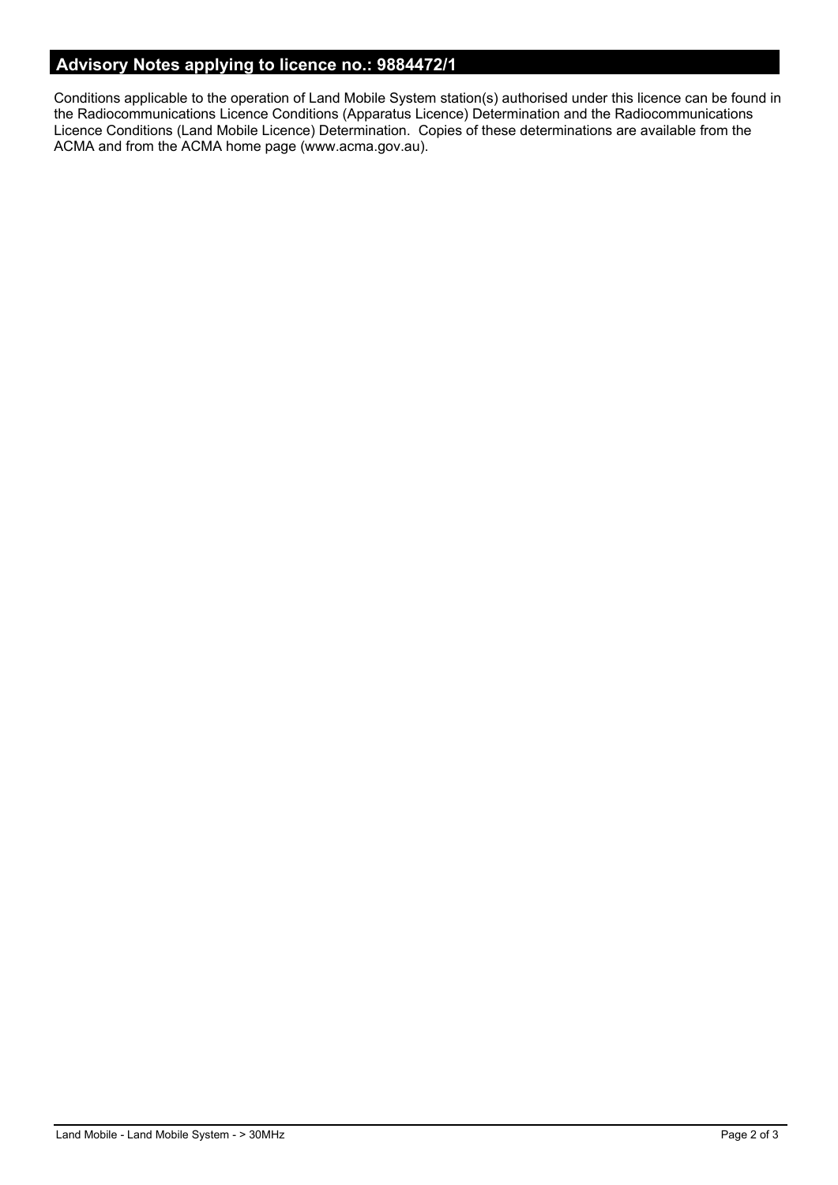## Advisory Notes applying to licence no.: 9884472/1

Conditions applicable to the operation of Land Mobile System station(s) authorised under this licence can be found in the Radiocommunications Licence Conditions (Apparatus Licence) Determination and the Radiocommunications Licence Conditions (Land Mobile Licence) Determination. Copies of these determinations are available from the ACMA and from the ACMA home page (www.acma.gov.au).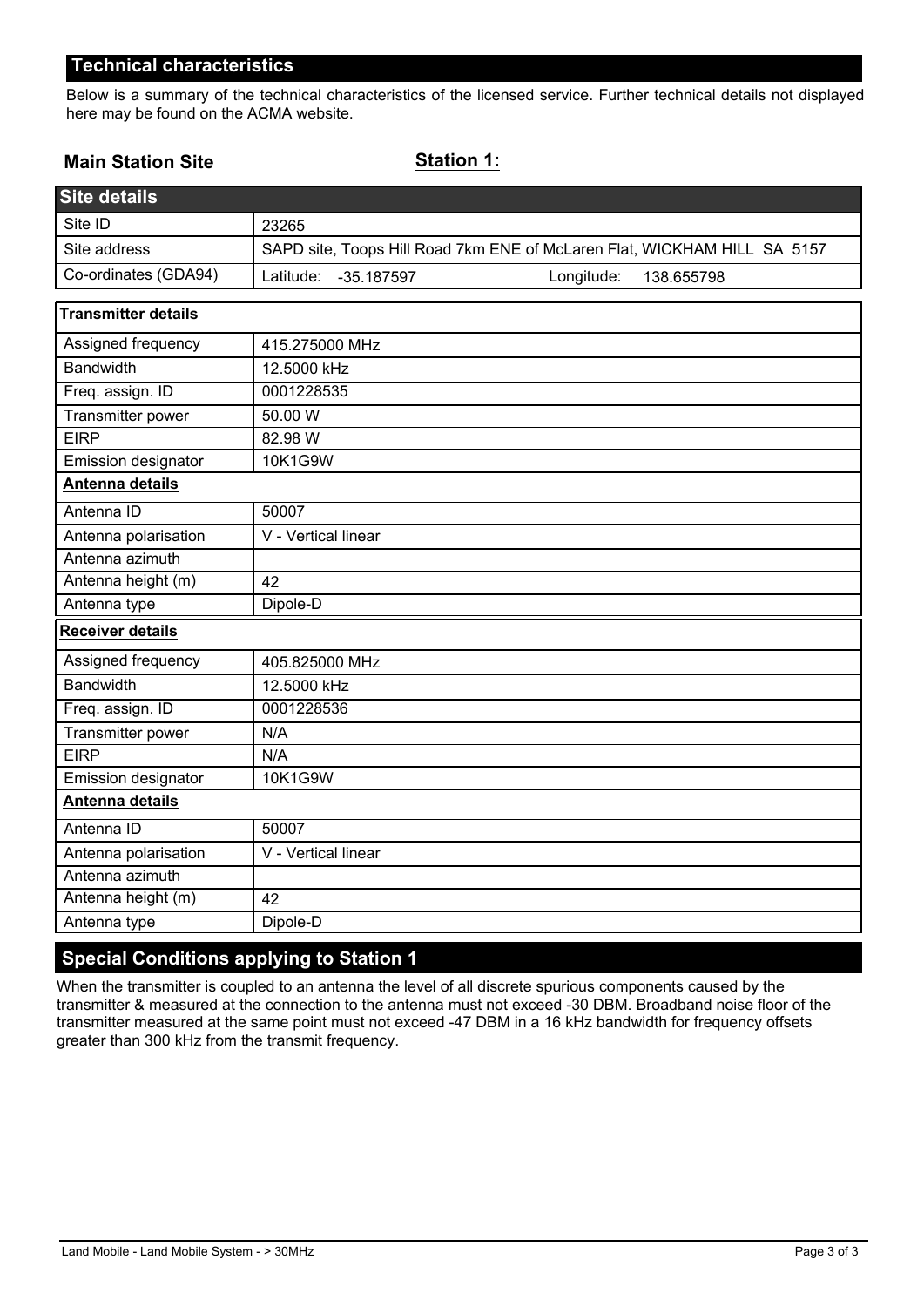## Technical characteristics

Below is a summary of the technical characteristics of the licensed service. Further technical details not displayed here may be found on the ACMA website.

**Main Station Site** **Station 1:**

| Site details | |
|---|---|
| Site ID | 23265 |
| Site address | SAPD site, Toops Hill Road 7km ENE of McLaren Flat, WICKHAM HILL SA 5157 |
| Co-ordinates (GDA94) | Latitude: -35.187597 Longitude: 138.655798 |

| Transmitter details | |
|---|---|
| Assigned frequency | 415.275000 MHz |
| Bandwidth | 12.5000 kHz |
| Freq. assign. ID | 0001228535 |
| Transmitter power | 50.00 W |
| EIRP | 82.98 W |
| Emission designator | 10K1G9W |
| **Antenna details** | |
| Antenna ID | 50007 |
| Antenna polarisation | V - Vertical linear |
| Antenna azimuth | |
| Antenna height (m) | 42 |
| Antenna type | Dipole-D |

| Receiver details | |
|---|---|
| Assigned frequency | 405.825000 MHz |
| Bandwidth | 12.5000 kHz |
| Freq. assign. ID | 0001228536 |
| Transmitter power | N/A |
| EIRP | N/A |
| Emission designator | 10K1G9W |
| **Antenna details** | |
| Antenna ID | 50007 |
| Antenna polarisation | V - Vertical linear |
| Antenna azimuth | |
| Antenna height (m) | 42 |
| Antenna type | Dipole-D |

## Special Conditions applying to Station 1

When the transmitter is coupled to an antenna the level of all discrete spurious components caused by the transmitter & measured at the connection to the antenna must not exceed -30 DBM. Broadband noise floor of the transmitter measured at the same point must not exceed -47 DBM in a 16 kHz bandwidth for frequency offsets greater than 300 kHz from the transmit frequency.